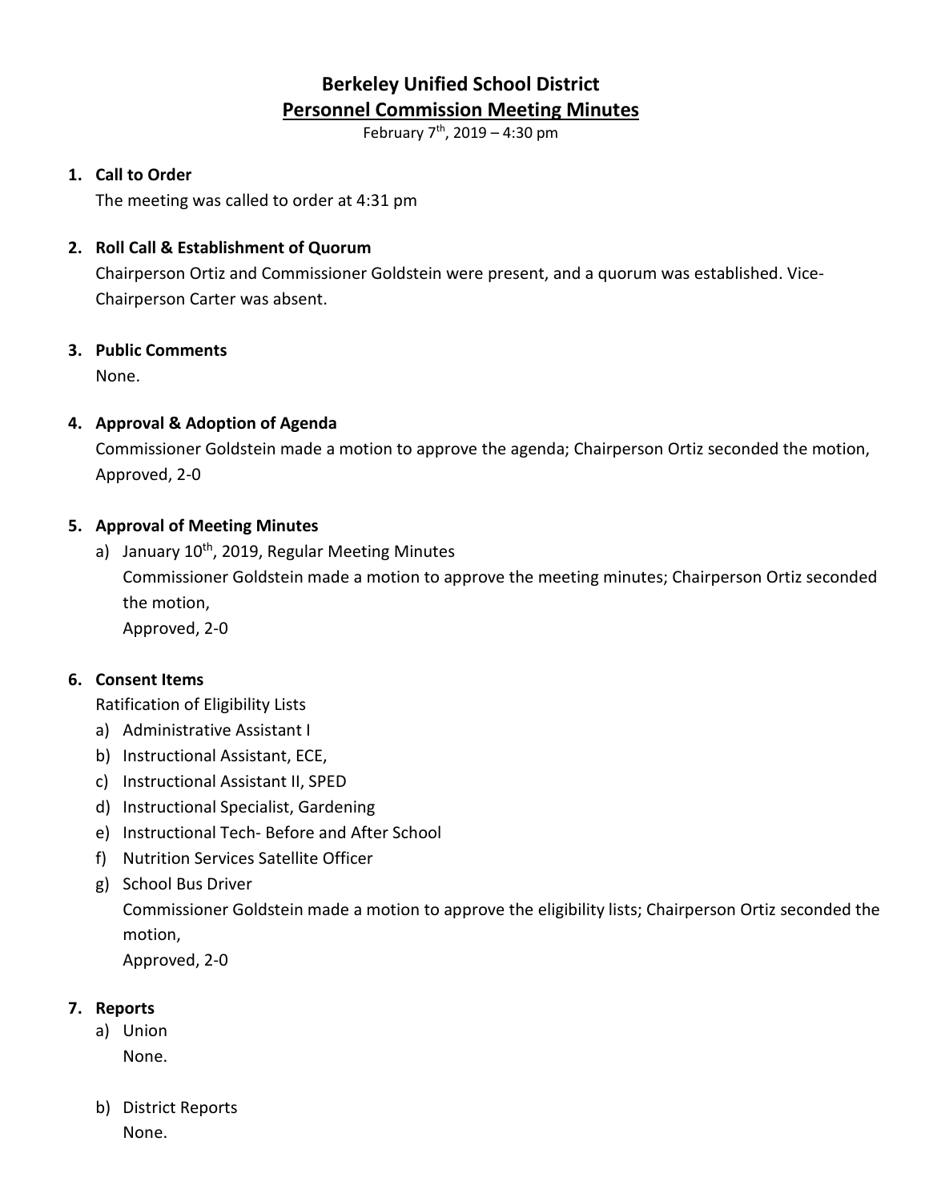# Berkeley Unified School District

## Personnel Commission Meeting Minutes

February 7th, 2019 – 4:30 pm

1. **Call to Order**

   The meeting was called to order at 4:31 pm

2. **Roll Call & Establishment of Quorum**

   Chairperson Ortiz and Commissioner Goldstein were present, and a quorum was established. Vice-Chairperson Carter was absent.

3. **Public Comments**

   None.

4. **Approval & Adoption of Agenda**

   Commissioner Goldstein made a motion to approve the agenda; Chairperson Ortiz seconded the motion, Approved, 2-0

5. **Approval of Meeting Minutes**

   a) January 10th, 2019, Regular Meeting Minutes

      Commissioner Goldstein made a motion to approve the meeting minutes; Chairperson Ortiz seconded the motion,

      Approved, 2-0

6. **Consent Items**

   Ratification of Eligibility Lists

   a) Administrative Assistant I
   b) Instructional Assistant, ECE,
   c) Instructional Assistant II, SPED
   d) Instructional Specialist, Gardening
   e) Instructional Tech- Before and After School
   f) Nutrition Services Satellite Officer
   g) School Bus Driver

      Commissioner Goldstein made a motion to approve the eligibility lists; Chairperson Ortiz seconded the motion,

      Approved, 2-0

7. **Reports**

   a) Union

      None.

   b) District Reports

      None.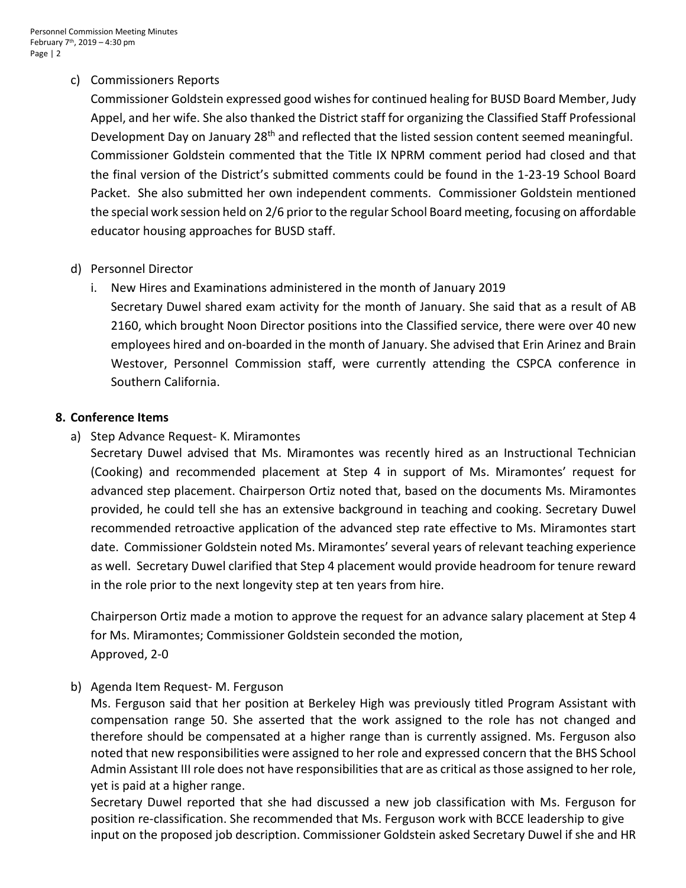c) Commissioners Reports

Commissioner Goldstein expressed good wishes for continued healing for BUSD Board Member, Judy Appel, and her wife. She also thanked the District staff for organizing the Classified Staff Professional Development Day on January 28th and reflected that the listed session content seemed meaningful. Commissioner Goldstein commented that the Title IX NPRM comment period had closed and that the final version of the District's submitted comments could be found in the 1-23-19 School Board Packet. She also submitted her own independent comments. Commissioner Goldstein mentioned the special work session held on 2/6 prior to the regular School Board meeting, focusing on affordable educator housing approaches for BUSD staff.

d) Personnel Director

i. New Hires and Examinations administered in the month of January 2019

Secretary Duwel shared exam activity for the month of January. She said that as a result of AB 2160, which brought Noon Director positions into the Classified service, there were over 40 new employees hired and on-boarded in the month of January. She advised that Erin Arinez and Brain Westover, Personnel Commission staff, were currently attending the CSPCA conference in Southern California.

**8. Conference Items**

a) Step Advance Request- K. Miramontes

Secretary Duwel advised that Ms. Miramontes was recently hired as an Instructional Technician (Cooking) and recommended placement at Step 4 in support of Ms. Miramontes' request for advanced step placement. Chairperson Ortiz noted that, based on the documents Ms. Miramontes provided, he could tell she has an extensive background in teaching and cooking. Secretary Duwel recommended retroactive application of the advanced step rate effective to Ms. Miramontes start date. Commissioner Goldstein noted Ms. Miramontes' several years of relevant teaching experience as well. Secretary Duwel clarified that Step 4 placement would provide headroom for tenure reward in the role prior to the next longevity step at ten years from hire.

Chairperson Ortiz made a motion to approve the request for an advance salary placement at Step 4 for Ms. Miramontes; Commissioner Goldstein seconded the motion,
Approved, 2-0

b) Agenda Item Request- M. Ferguson

Ms. Ferguson said that her position at Berkeley High was previously titled Program Assistant with compensation range 50. She asserted that the work assigned to the role has not changed and therefore should be compensated at a higher range than is currently assigned. Ms. Ferguson also noted that new responsibilities were assigned to her role and expressed concern that the BHS School Admin Assistant III role does not have responsibilities that are as critical as those assigned to her role, yet is paid at a higher range.

Secretary Duwel reported that she had discussed a new job classification with Ms. Ferguson for position re-classification. She recommended that Ms. Ferguson work with BCCE leadership to give input on the proposed job description. Commissioner Goldstein asked Secretary Duwel if she and HR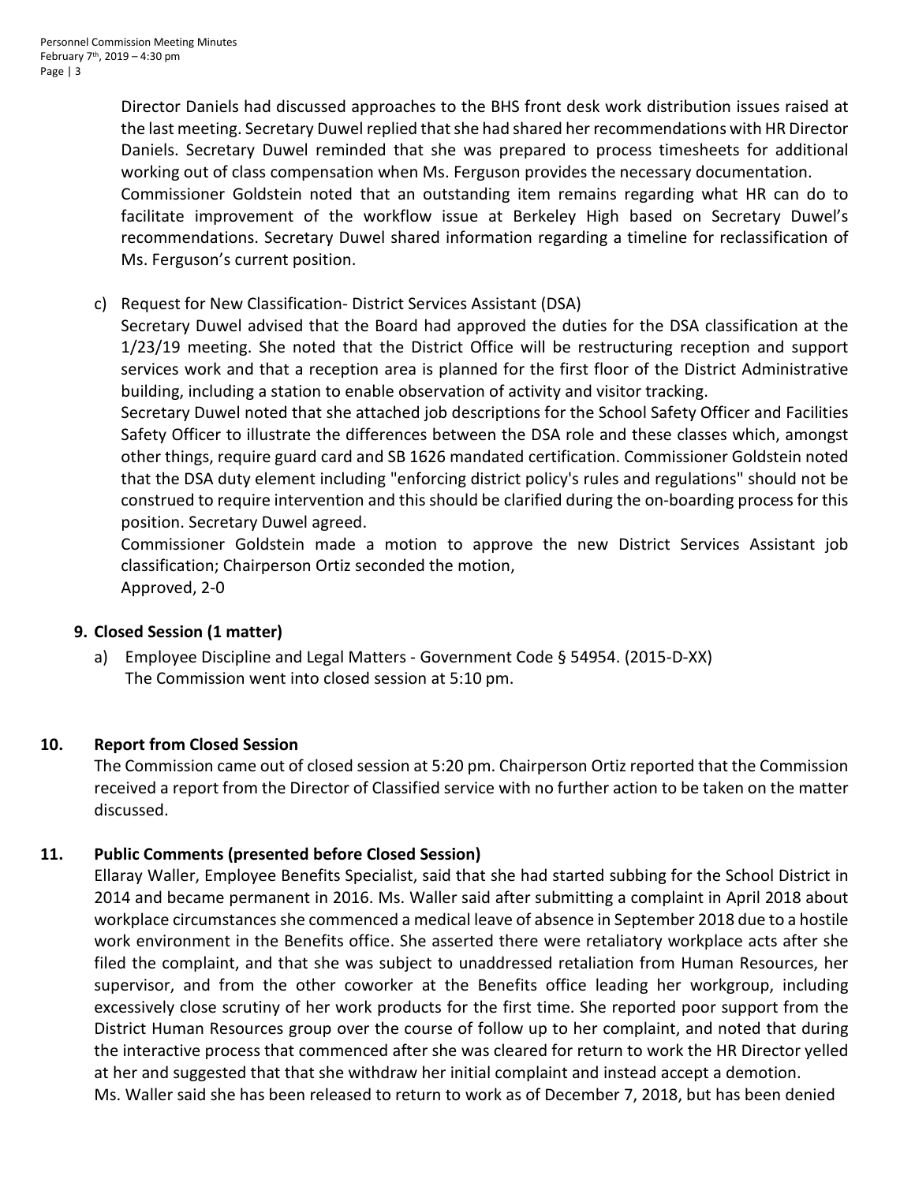Director Daniels had discussed approaches to the BHS front desk work distribution issues raised at the last meeting. Secretary Duwel replied that she had shared her recommendations with HR Director Daniels. Secretary Duwel reminded that she was prepared to process timesheets for additional working out of class compensation when Ms. Ferguson provides the necessary documentation.
Commissioner Goldstein noted that an outstanding item remains regarding what HR can do to facilitate improvement of the workflow issue at Berkeley High based on Secretary Duwel's recommendations. Secretary Duwel shared information regarding a timeline for reclassification of Ms. Ferguson's current position.

c) Request for New Classification- District Services Assistant (DSA)
   Secretary Duwel advised that the Board had approved the duties for the DSA classification at the 1/23/19 meeting. She noted that the District Office will be restructuring reception and support services work and that a reception area is planned for the first floor of the District Administrative building, including a station to enable observation of activity and visitor tracking.
   Secretary Duwel noted that she attached job descriptions for the School Safety Officer and Facilities Safety Officer to illustrate the differences between the DSA role and these classes which, amongst other things, require guard card and SB 1626 mandated certification. Commissioner Goldstein noted that the DSA duty element including "enforcing district policy's rules and regulations" should not be construed to require intervention and this should be clarified during the on-boarding process for this position. Secretary Duwel agreed.
   Commissioner Goldstein made a motion to approve the new District Services Assistant job classification; Chairperson Ortiz seconded the motion,
   Approved, 2-0

**9. Closed Session (1 matter)**

a) Employee Discipline and Legal Matters - Government Code § 54954. (2015-D-XX)
   The Commission went into closed session at 5:10 pm.

**10. Report from Closed Session**

The Commission came out of closed session at 5:20 pm. Chairperson Ortiz reported that the Commission received a report from the Director of Classified service with no further action to be taken on the matter discussed.

**11. Public Comments (presented before Closed Session)**

Ellaray Waller, Employee Benefits Specialist, said that she had started subbing for the School District in 2014 and became permanent in 2016. Ms. Waller said after submitting a complaint in April 2018 about workplace circumstances she commenced a medical leave of absence in September 2018 due to a hostile work environment in the Benefits office. She asserted there were retaliatory workplace acts after she filed the complaint, and that she was subject to unaddressed retaliation from Human Resources, her supervisor, and from the other coworker at the Benefits office leading her workgroup, including excessively close scrutiny of her work products for the first time. She reported poor support from the District Human Resources group over the course of follow up to her complaint, and noted that during the interactive process that commenced after she was cleared for return to work the HR Director yelled at her and suggested that that she withdraw her initial complaint and instead accept a demotion.
Ms. Waller said she has been released to return to work as of December 7, 2018, but has been denied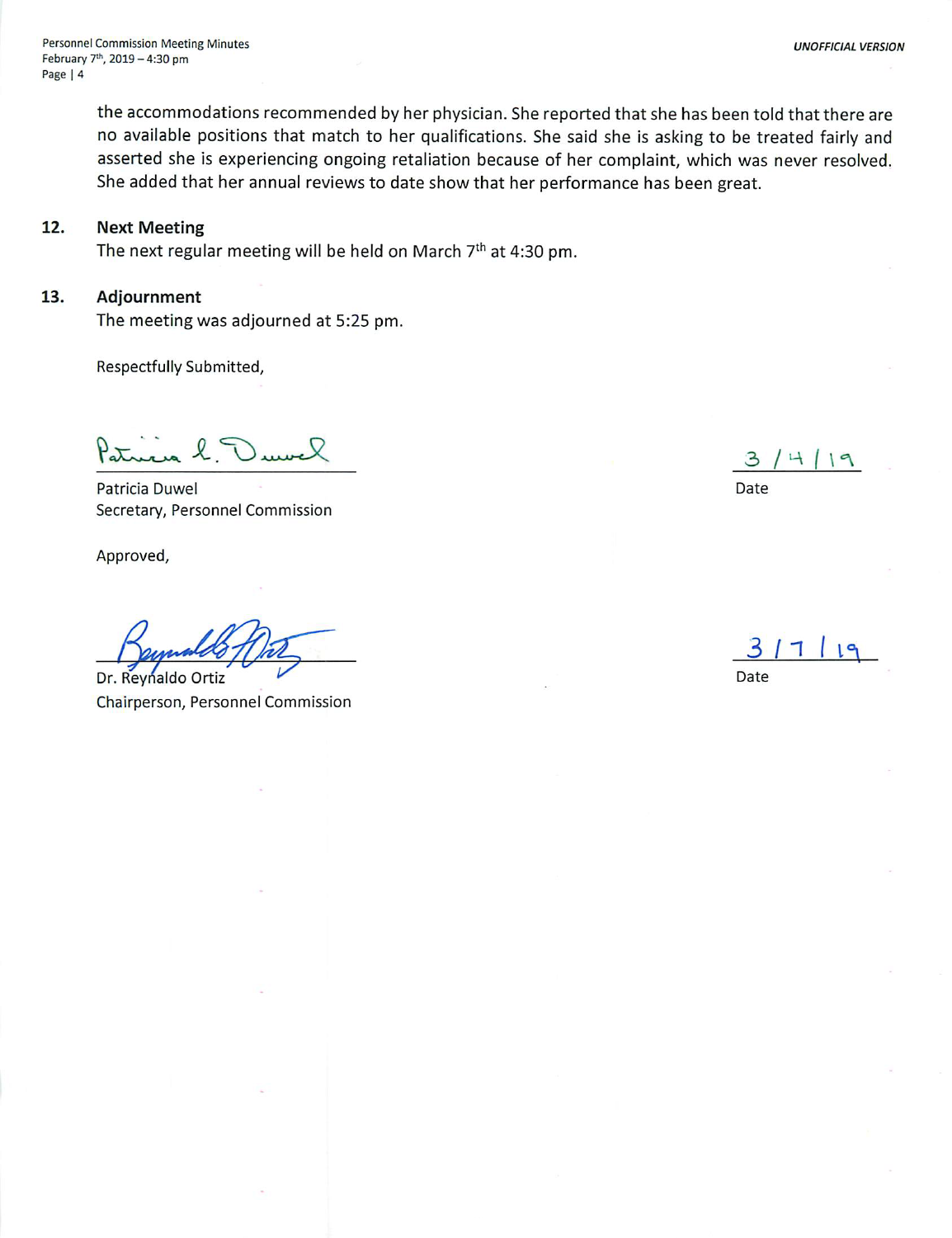the accommodations recommended by her physician. She reported that she has been told that there are no available positions that match to her qualifications. She said she is asking to be treated fairly and asserted she is experiencing ongoing retaliation because of her complaint, which was never resolved. She added that her annual reviews to date show that her performance has been great.

**12. Next Meeting**

The next regular meeting will be held on March 7th at 4:30 pm.

**13. Adjournment**

The meeting was adjourned at 5:25 pm.

Respectfully Submitted,

Patricia L. Duwel

Patricia Duwel
Secretary, Personnel Commission

3/4/19
Date

Approved,

Reynaldo Ortiz

Dr. Reynaldo Ortiz
Chairperson, Personnel Commission

3/7/19
Date